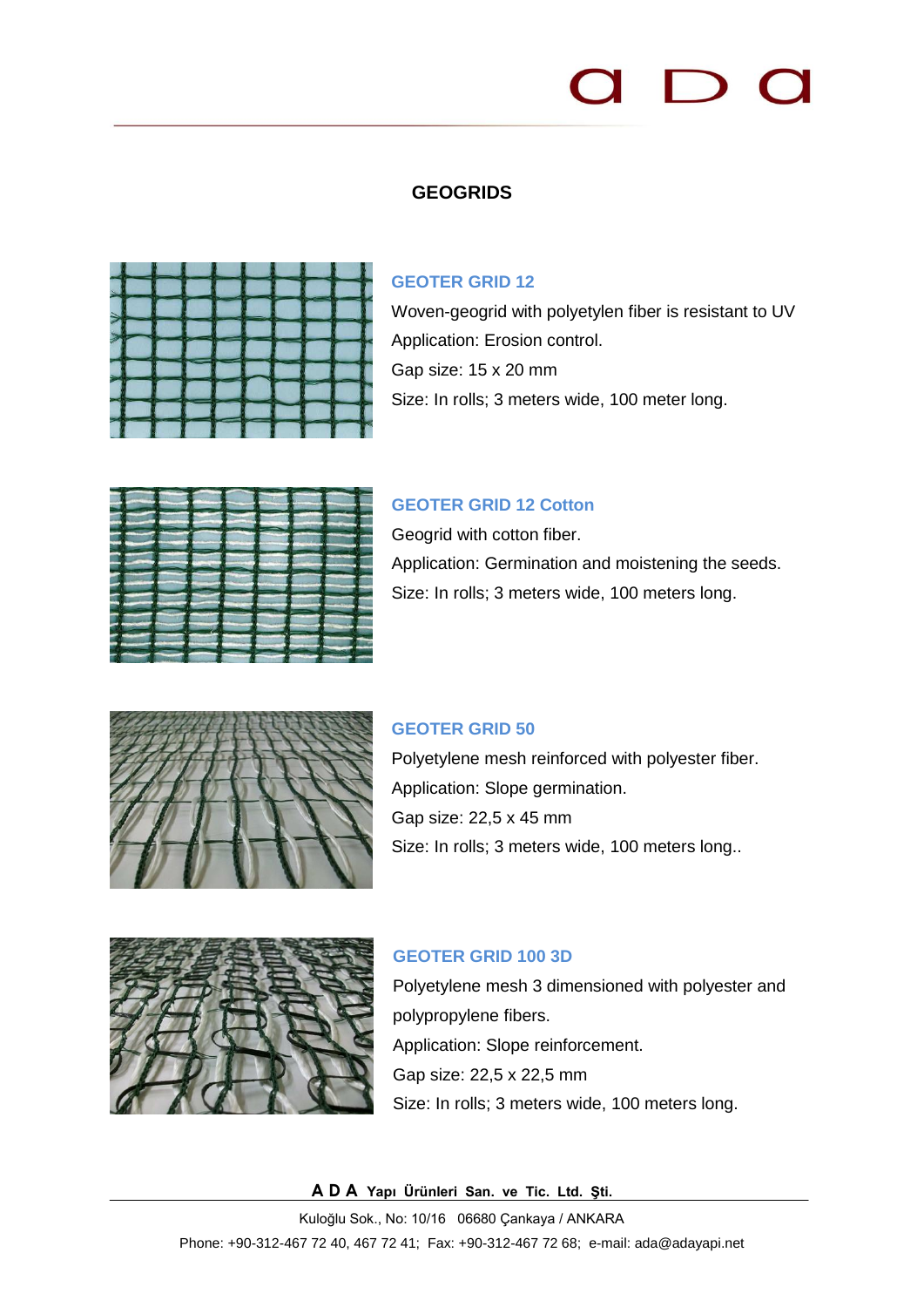# GEOGRIDS

### GEOTER GRID 12

Woven-geogrid with polyetylen fiber is resistant to UV

Application: Erosion control.

Gap size: 15 x 20 mm

Size: In rolls; 3 meters wide, 100 meter long.

### GEOTER GRID 12 Cotton

Geogrid with cotton fiber.

Application: Germination and moistening the seeds.

Size: In rolls; 3 meters wide, 100 meters long.

### GEOTER GRID 50

Polyetylene mesh reinforced with polyester fiber.

Application: Slope germination.

Gap size: 22,5 x 45 mm

Size: In rolls; 3 meters wide, 100 meters long..

### GEOTER GRID 100 3D

Polyetylene mesh 3 dimensioned with polyester and polypropylene fibers.

Application: Slope reinforcement.

Gap size: 22,5 x 22,5 mm

Size: In rolls; 3 meters wide, 100 meters long.

**A D A Yapı Ürünleri San. ve Tic. Ltd. Şti.**

Kuloğlu Sok., No: 10/16 06680 Çankaya / ANKARA

Phone: +90-312-467 72 40, 467 72 41; Fax: +90-312-467 72 68; e-mail: ada@adayapi.net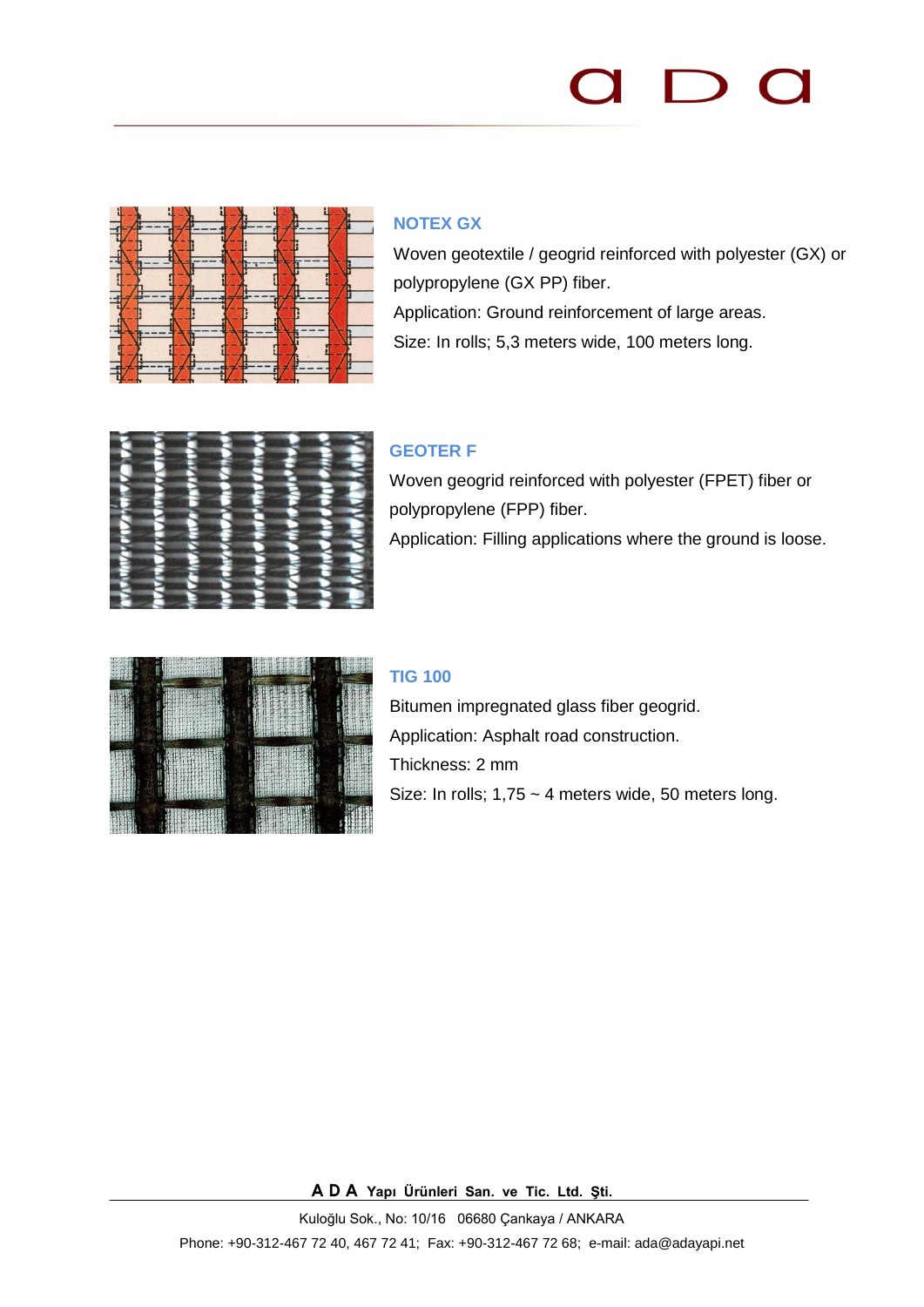## NOTEX GX

Woven geotextile / geogrid reinforced with polyester (GX) or polypropylene (GX PP) fiber.

Application: Ground reinforcement of large areas.

Size: In rolls; 5,3 meters wide, 100 meters long.

## GEOTER F

Woven geogrid reinforced with polyester (FPET) fiber or polypropylene (FPP) fiber.

Application: Filling applications where the ground is loose.

## TIG 100

Bitumen impregnated glass fiber geogrid.

Application: Asphalt road construction.

Thickness: 2 mm

Size: In rolls; 1,75 ~ 4 meters wide, 50 meters long.

**A D A Yapı Ürünleri San. ve Tic. Ltd. Şti.**

Kuloğlu Sok., No: 10/16 06680 Çankaya / ANKARA

Phone: +90-312-467 72 40, 467 72 41; Fax: +90-312-467 72 68; e-mail: ada@adayapi.net